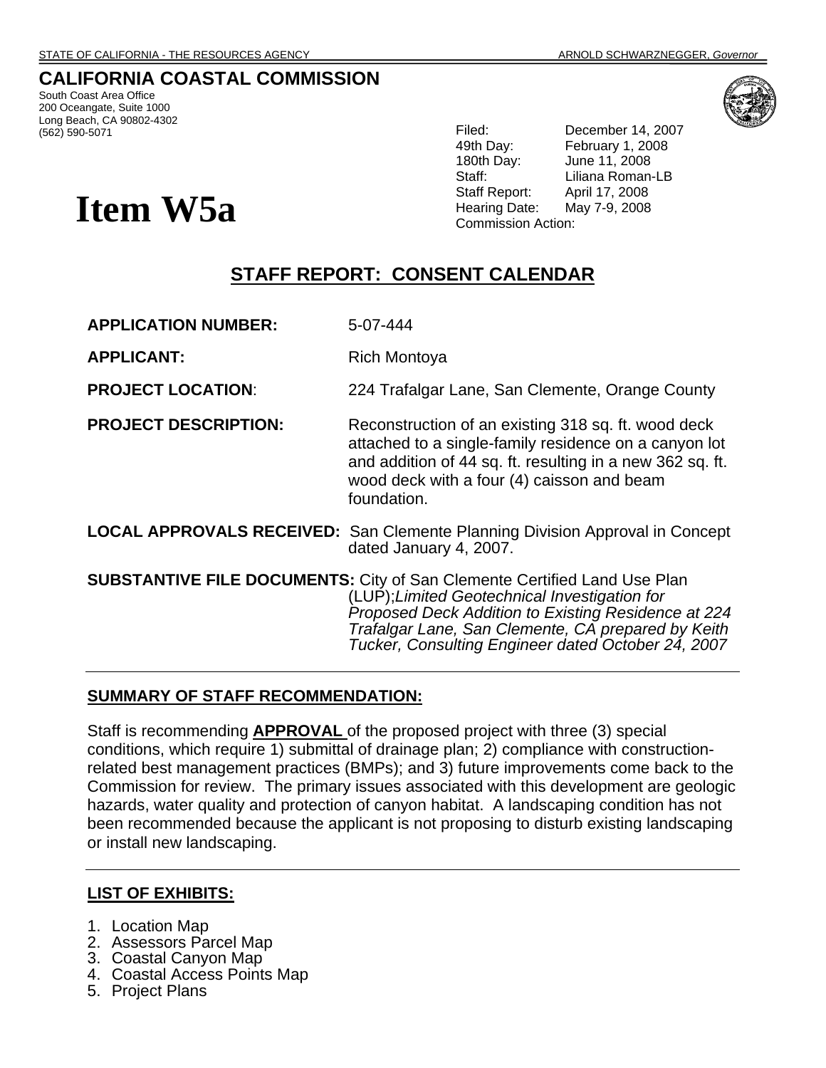STATE OF CALIFORNIA - THE RESOURCES AGENCY ARNOLD SCHWARZNEGGER, *Governor*

# CALIFORNIA COASTAL COMMISSION

South Coast Area Office
200 Oceangate, Suite 1000
Long Beach, CA 90802-4302
(562) 590-5071

| | |
|---|---|
| Filed: | December 14, 2007 |
| 49th Day: | February 1, 2008 |
| 180th Day: | June 11, 2008 |
| Staff: | Liliana Roman-LB |
| Staff Report: | April 17, 2008 |
| Hearing Date: | May 7-9, 2008 |
| Commission Action: | |

# Item W5a

## STAFF REPORT: CONSENT CALENDAR

**APPLICATION NUMBER:** 5-07-444

**APPLICANT:** Rich Montoya

**PROJECT LOCATION:** 224 Trafalgar Lane, San Clemente, Orange County

**PROJECT DESCRIPTION:** Reconstruction of an existing 318 sq. ft. wood deck attached to a single-family residence on a canyon lot and addition of 44 sq. ft. resulting in a new 362 sq. ft. wood deck with a four (4) caisson and beam foundation.

**LOCAL APPROVALS RECEIVED:** San Clemente Planning Division Approval in Concept dated January 4, 2007.

**SUBSTANTIVE FILE DOCUMENTS:** City of San Clemente Certified Land Use Plan (LUP); *Limited Geotechnical Investigation for Proposed Deck Addition to Existing Residence at 224 Trafalgar Lane, San Clemente, CA prepared by Keith Tucker, Consulting Engineer dated October 24, 2007*

---

**SUMMARY OF STAFF RECOMMENDATION:**

Staff is recommending **APPROVAL** of the proposed project with three (3) special conditions, which require 1) submittal of drainage plan; 2) compliance with construction-related best management practices (BMPs); and 3) future improvements come back to the Commission for review. The primary issues associated with this development are geologic hazards, water quality and protection of canyon habitat. A landscaping condition has not been recommended because the applicant is not proposing to disturb existing landscaping or install new landscaping.

---

**LIST OF EXHIBITS:**

1. Location Map
2. Assessors Parcel Map
3. Coastal Canyon Map
4. Coastal Access Points Map
5. Project Plans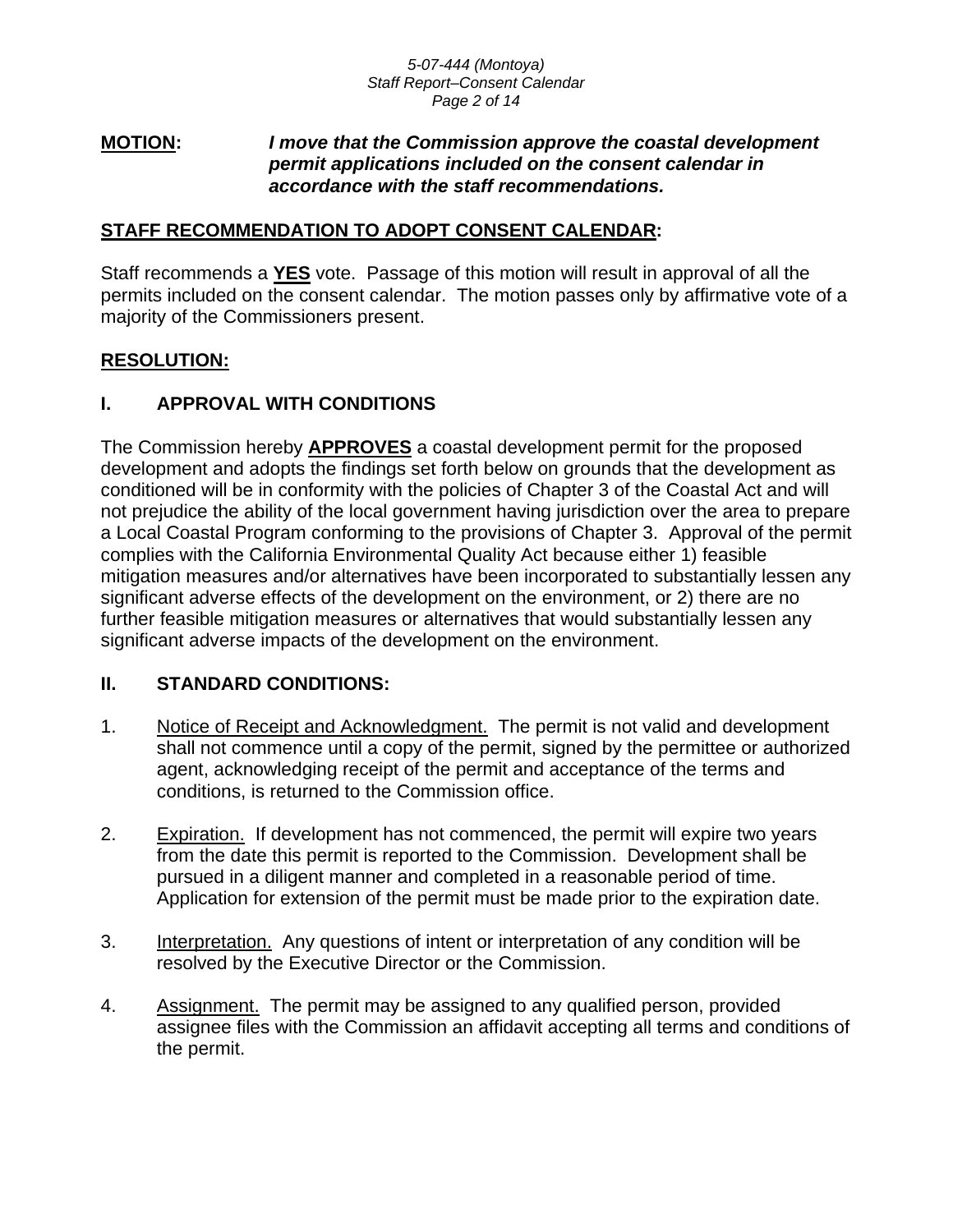**<u>MOTION</u>:** ***I move that the Commission approve the coastal development permit applications included on the consent calendar in accordance with the staff recommendations.***

**<u>STAFF RECOMMENDATION TO ADOPT CONSENT CALENDAR</u>:**

Staff recommends a **<u>YES</u>** vote. Passage of this motion will result in approval of all the permits included on the consent calendar. The motion passes only by affirmative vote of a majority of the Commissioners present.

**<u>RESOLUTION:</u>**

## I. APPROVAL WITH CONDITIONS

The Commission hereby **<u>APPROVES</u>** a coastal development permit for the proposed development and adopts the findings set forth below on grounds that the development as conditioned will be in conformity with the policies of Chapter 3 of the Coastal Act and will not prejudice the ability of the local government having jurisdiction over the area to prepare a Local Coastal Program conforming to the provisions of Chapter 3. Approval of the permit complies with the California Environmental Quality Act because either 1) feasible mitigation measures and/or alternatives have been incorporated to substantially lessen any significant adverse effects of the development on the environment, or 2) there are no further feasible mitigation measures or alternatives that would substantially lessen any significant adverse impacts of the development on the environment.

## II. STANDARD CONDITIONS:

1. <u>Notice of Receipt and Acknowledgment.</u> The permit is not valid and development shall not commence until a copy of the permit, signed by the permittee or authorized agent, acknowledging receipt of the permit and acceptance of the terms and conditions, is returned to the Commission office.

2. <u>Expiration.</u> If development has not commenced, the permit will expire two years from the date this permit is reported to the Commission. Development shall be pursued in a diligent manner and completed in a reasonable period of time. Application for extension of the permit must be made prior to the expiration date.

3. <u>Interpretation.</u> Any questions of intent or interpretation of any condition will be resolved by the Executive Director or the Commission.

4. <u>Assignment.</u> The permit may be assigned to any qualified person, provided assignee files with the Commission an affidavit accepting all terms and conditions of the permit.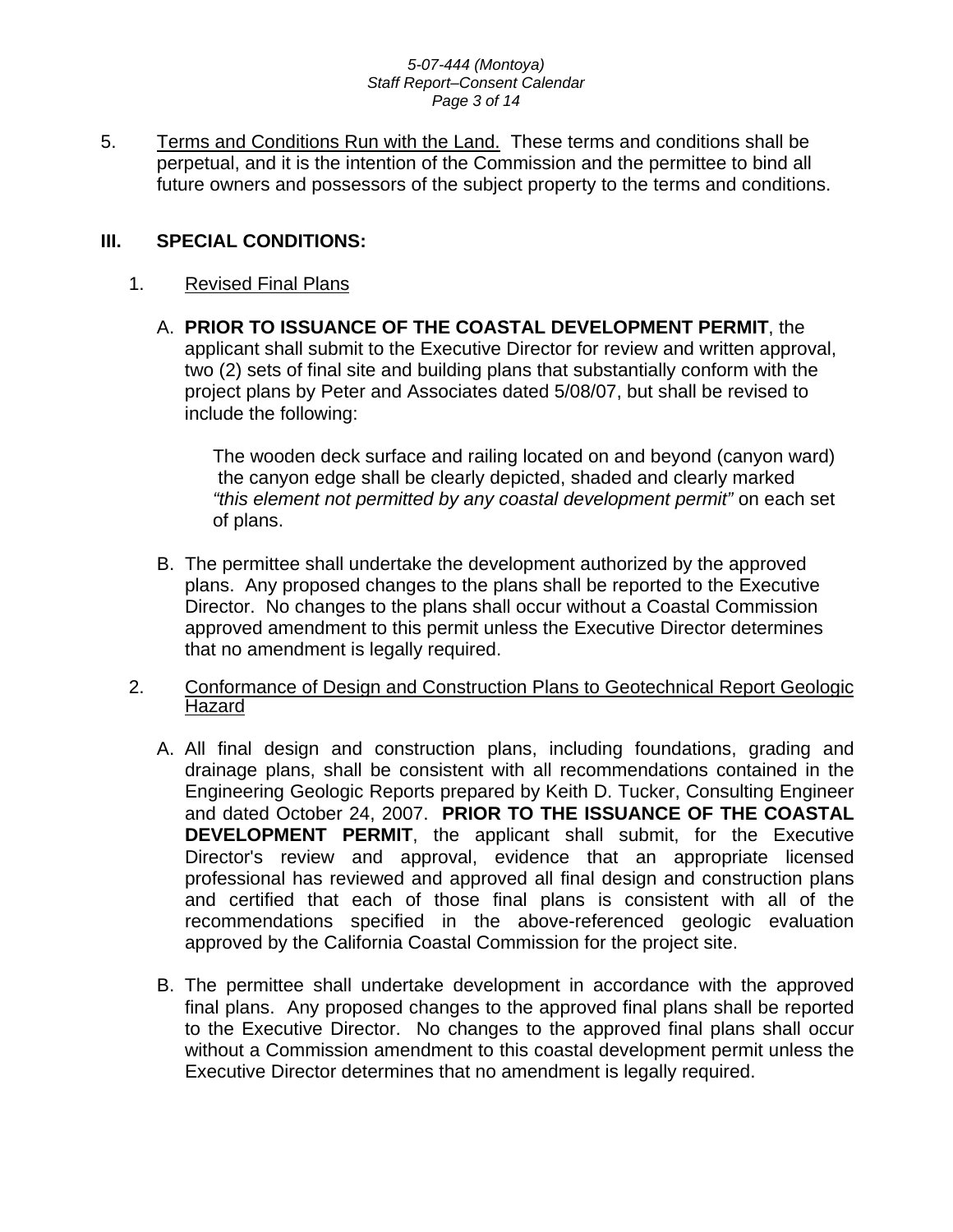5. Terms and Conditions Run with the Land. These terms and conditions shall be perpetual, and it is the intention of the Commission and the permittee to bind all future owners and possessors of the subject property to the terms and conditions.

## III. SPECIAL CONDITIONS:

1. Revised Final Plans

   A. **PRIOR TO ISSUANCE OF THE COASTAL DEVELOPMENT PERMIT**, the applicant shall submit to the Executive Director for review and written approval, two (2) sets of final site and building plans that substantially conform with the project plans by Peter and Associates dated 5/08/07, but shall be revised to include the following:

      The wooden deck surface and railing located on and beyond (canyon ward) the canyon edge shall be clearly depicted, shaded and clearly marked *"this element not permitted by any coastal development permit"* on each set of plans.

   B. The permittee shall undertake the development authorized by the approved plans. Any proposed changes to the plans shall be reported to the Executive Director. No changes to the plans shall occur without a Coastal Commission approved amendment to this permit unless the Executive Director determines that no amendment is legally required.

2. Conformance of Design and Construction Plans to Geotechnical Report Geologic Hazard

   A. All final design and construction plans, including foundations, grading and drainage plans, shall be consistent with all recommendations contained in the Engineering Geologic Reports prepared by Keith D. Tucker, Consulting Engineer and dated October 24, 2007. **PRIOR TO THE ISSUANCE OF THE COASTAL DEVELOPMENT PERMIT**, the applicant shall submit, for the Executive Director's review and approval, evidence that an appropriate licensed professional has reviewed and approved all final design and construction plans and certified that each of those final plans is consistent with all of the recommendations specified in the above-referenced geologic evaluation approved by the California Coastal Commission for the project site.

   B. The permittee shall undertake development in accordance with the approved final plans. Any proposed changes to the approved final plans shall be reported to the Executive Director. No changes to the approved final plans shall occur without a Commission amendment to this coastal development permit unless the Executive Director determines that no amendment is legally required.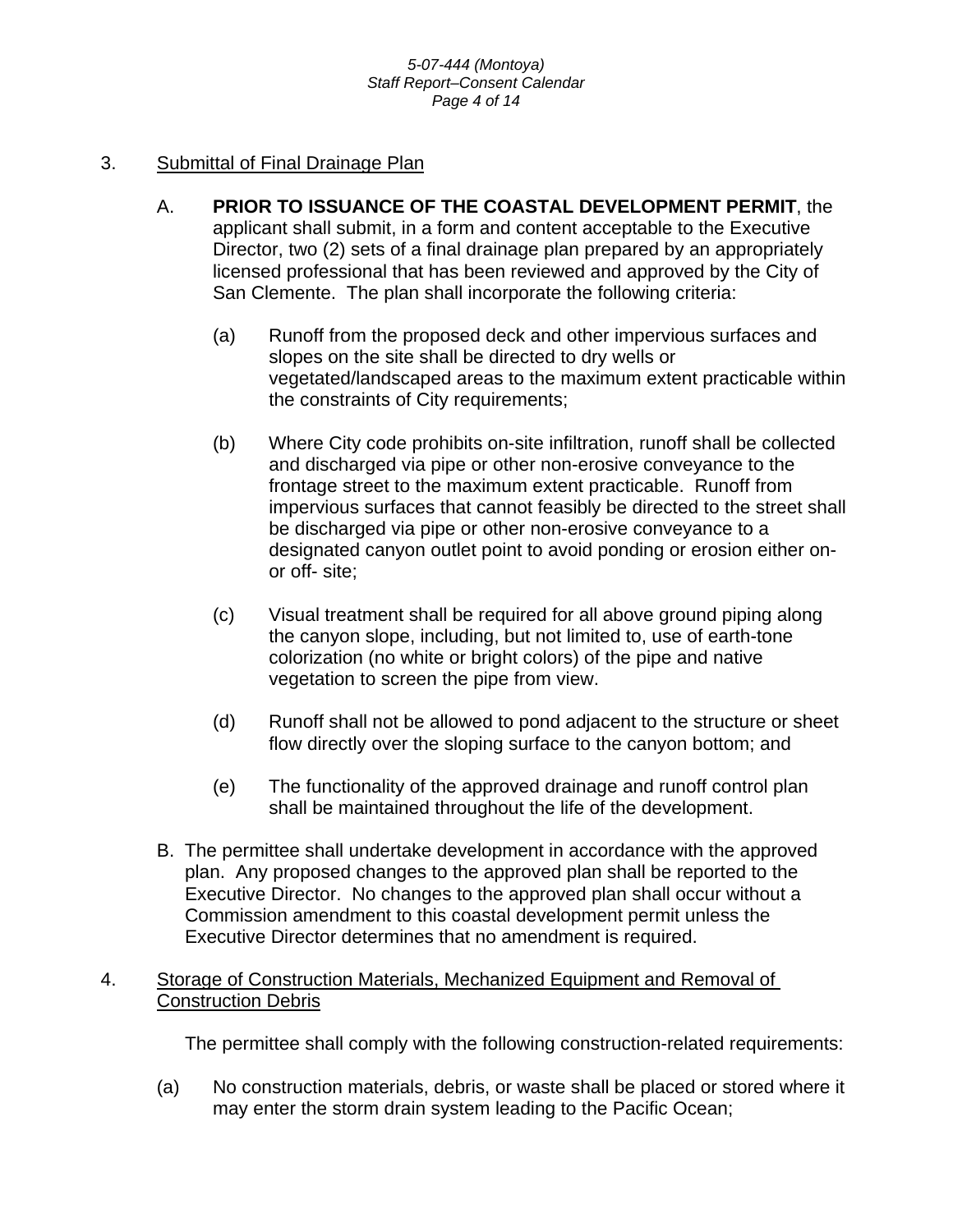3. Submittal of Final Drainage Plan

   A. **PRIOR TO ISSUANCE OF THE COASTAL DEVELOPMENT PERMIT**, the applicant shall submit, in a form and content acceptable to the Executive Director, two (2) sets of a final drainage plan prepared by an appropriately licensed professional that has been reviewed and approved by the City of San Clemente. The plan shall incorporate the following criteria:

      (a) Runoff from the proposed deck and other impervious surfaces and slopes on the site shall be directed to dry wells or vegetated/landscaped areas to the maximum extent practicable within the constraints of City requirements;

      (b) Where City code prohibits on-site infiltration, runoff shall be collected and discharged via pipe or other non-erosive conveyance to the frontage street to the maximum extent practicable. Runoff from impervious surfaces that cannot feasibly be directed to the street shall be discharged via pipe or other non-erosive conveyance to a designated canyon outlet point to avoid ponding or erosion either on- or off- site;

      (c) Visual treatment shall be required for all above ground piping along the canyon slope, including, but not limited to, use of earth-tone colorization (no white or bright colors) of the pipe and native vegetation to screen the pipe from view.

      (d) Runoff shall not be allowed to pond adjacent to the structure or sheet flow directly over the sloping surface to the canyon bottom; and

      (e) The functionality of the approved drainage and runoff control plan shall be maintained throughout the life of the development.

   B. The permittee shall undertake development in accordance with the approved plan. Any proposed changes to the approved plan shall be reported to the Executive Director. No changes to the approved plan shall occur without a Commission amendment to this coastal development permit unless the Executive Director determines that no amendment is required.

4. Storage of Construction Materials, Mechanized Equipment and Removal of Construction Debris

   The permittee shall comply with the following construction-related requirements:

   (a) No construction materials, debris, or waste shall be placed or stored where it may enter the storm drain system leading to the Pacific Ocean;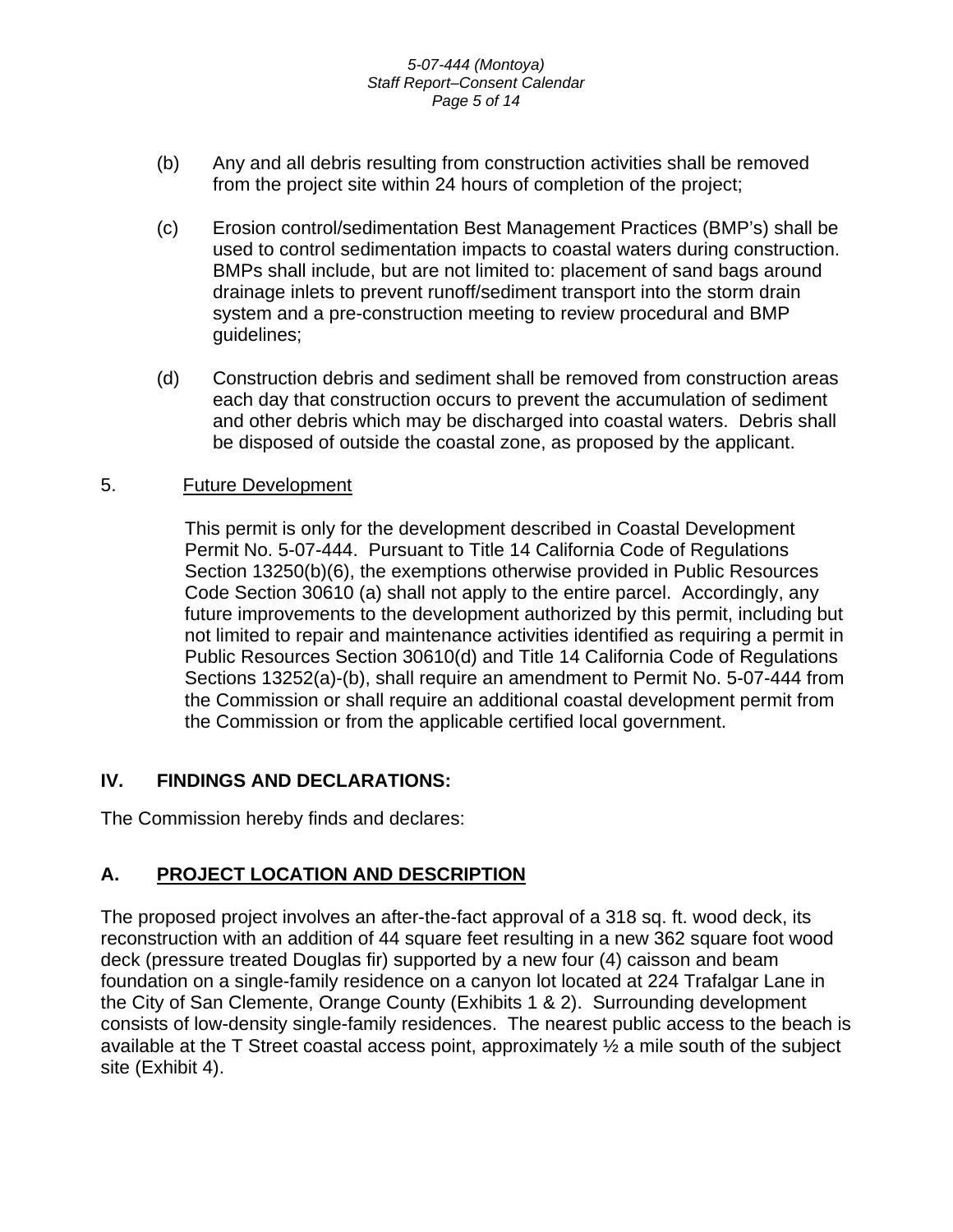(b) Any and all debris resulting from construction activities shall be removed from the project site within 24 hours of completion of the project;

(c) Erosion control/sedimentation Best Management Practices (BMP's) shall be used to control sedimentation impacts to coastal waters during construction. BMPs shall include, but are not limited to: placement of sand bags around drainage inlets to prevent runoff/sediment transport into the storm drain system and a pre-construction meeting to review procedural and BMP guidelines;

(d) Construction debris and sediment shall be removed from construction areas each day that construction occurs to prevent the accumulation of sediment and other debris which may be discharged into coastal waters. Debris shall be disposed of outside the coastal zone, as proposed by the applicant.

5. Future Development

This permit is only for the development described in Coastal Development Permit No. 5-07-444. Pursuant to Title 14 California Code of Regulations Section 13250(b)(6), the exemptions otherwise provided in Public Resources Code Section 30610 (a) shall not apply to the entire parcel. Accordingly, any future improvements to the development authorized by this permit, including but not limited to repair and maintenance activities identified as requiring a permit in Public Resources Section 30610(d) and Title 14 California Code of Regulations Sections 13252(a)-(b), shall require an amendment to Permit No. 5-07-444 from the Commission or shall require an additional coastal development permit from the Commission or from the applicable certified local government.

## IV. FINDINGS AND DECLARATIONS:

The Commission hereby finds and declares:

## A. PROJECT LOCATION AND DESCRIPTION

The proposed project involves an after-the-fact approval of a 318 sq. ft. wood deck, its reconstruction with an addition of 44 square feet resulting in a new 362 square foot wood deck (pressure treated Douglas fir) supported by a new four (4) caisson and beam foundation on a single-family residence on a canyon lot located at 224 Trafalgar Lane in the City of San Clemente, Orange County (Exhibits 1 & 2). Surrounding development consists of low-density single-family residences. The nearest public access to the beach is available at the T Street coastal access point, approximately ½ a mile south of the subject site (Exhibit 4).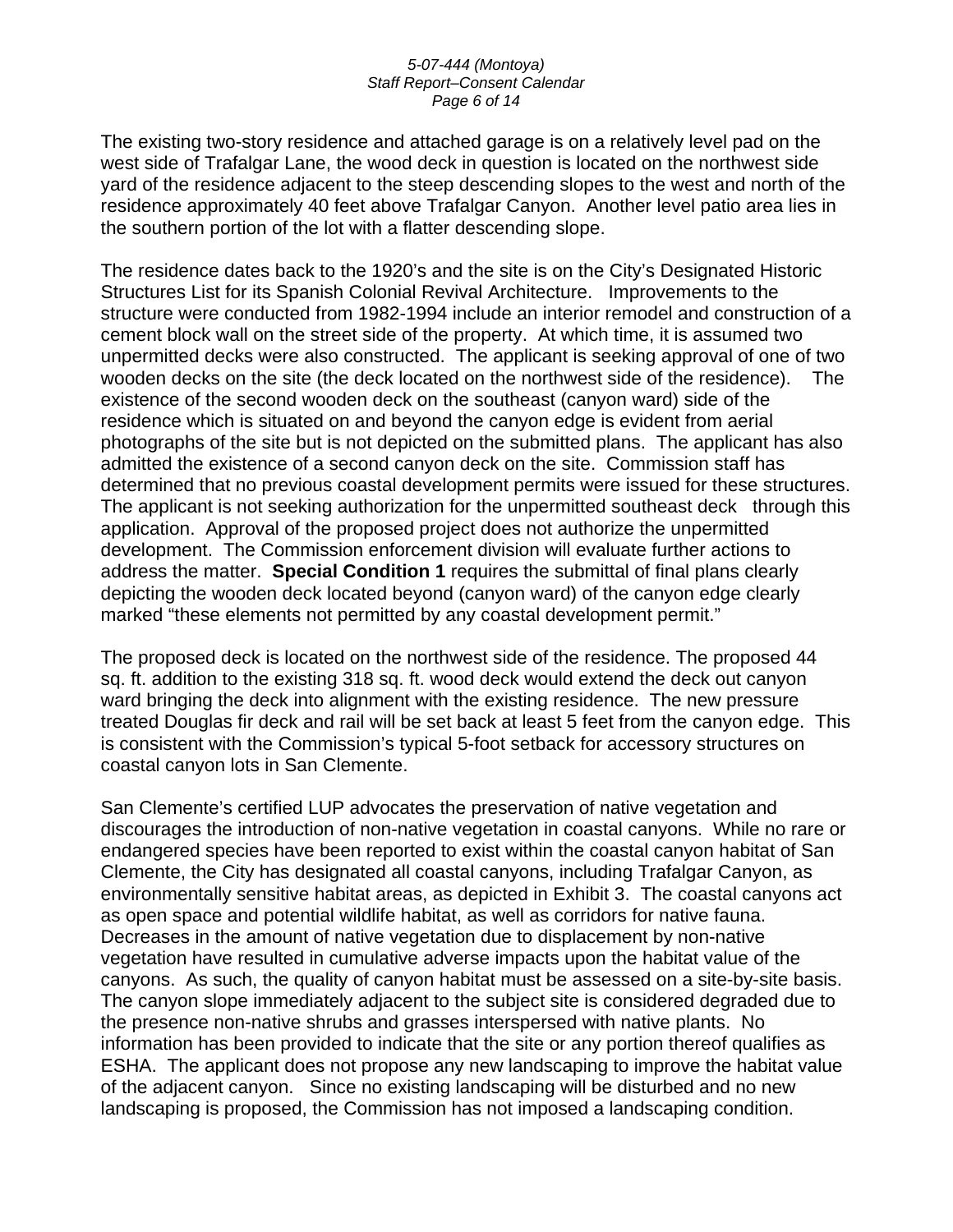The existing two-story residence and attached garage is on a relatively level pad on the west side of Trafalgar Lane, the wood deck in question is located on the northwest side yard of the residence adjacent to the steep descending slopes to the west and north of the residence approximately 40 feet above Trafalgar Canyon. Another level patio area lies in the southern portion of the lot with a flatter descending slope.

The residence dates back to the 1920's and the site is on the City's Designated Historic Structures List for its Spanish Colonial Revival Architecture. Improvements to the structure were conducted from 1982-1994 include an interior remodel and construction of a cement block wall on the street side of the property. At which time, it is assumed two unpermitted decks were also constructed. The applicant is seeking approval of one of two wooden decks on the site (the deck located on the northwest side of the residence). The existence of the second wooden deck on the southeast (canyon ward) side of the residence which is situated on and beyond the canyon edge is evident from aerial photographs of the site but is not depicted on the submitted plans. The applicant has also admitted the existence of a second canyon deck on the site. Commission staff has determined that no previous coastal development permits were issued for these structures. The applicant is not seeking authorization for the unpermitted southeast deck through this application. Approval of the proposed project does not authorize the unpermitted development. The Commission enforcement division will evaluate further actions to address the matter. **Special Condition 1** requires the submittal of final plans clearly depicting the wooden deck located beyond (canyon ward) of the canyon edge clearly marked "these elements not permitted by any coastal development permit."

The proposed deck is located on the northwest side of the residence. The proposed 44 sq. ft. addition to the existing 318 sq. ft. wood deck would extend the deck out canyon ward bringing the deck into alignment with the existing residence. The new pressure treated Douglas fir deck and rail will be set back at least 5 feet from the canyon edge. This is consistent with the Commission's typical 5-foot setback for accessory structures on coastal canyon lots in San Clemente.

San Clemente's certified LUP advocates the preservation of native vegetation and discourages the introduction of non-native vegetation in coastal canyons. While no rare or endangered species have been reported to exist within the coastal canyon habitat of San Clemente, the City has designated all coastal canyons, including Trafalgar Canyon, as environmentally sensitive habitat areas, as depicted in Exhibit 3. The coastal canyons act as open space and potential wildlife habitat, as well as corridors for native fauna. Decreases in the amount of native vegetation due to displacement by non-native vegetation have resulted in cumulative adverse impacts upon the habitat value of the canyons. As such, the quality of canyon habitat must be assessed on a site-by-site basis. The canyon slope immediately adjacent to the subject site is considered degraded due to the presence non-native shrubs and grasses interspersed with native plants. No information has been provided to indicate that the site or any portion thereof qualifies as ESHA. The applicant does not propose any new landscaping to improve the habitat value of the adjacent canyon. Since no existing landscaping will be disturbed and no new landscaping is proposed, the Commission has not imposed a landscaping condition.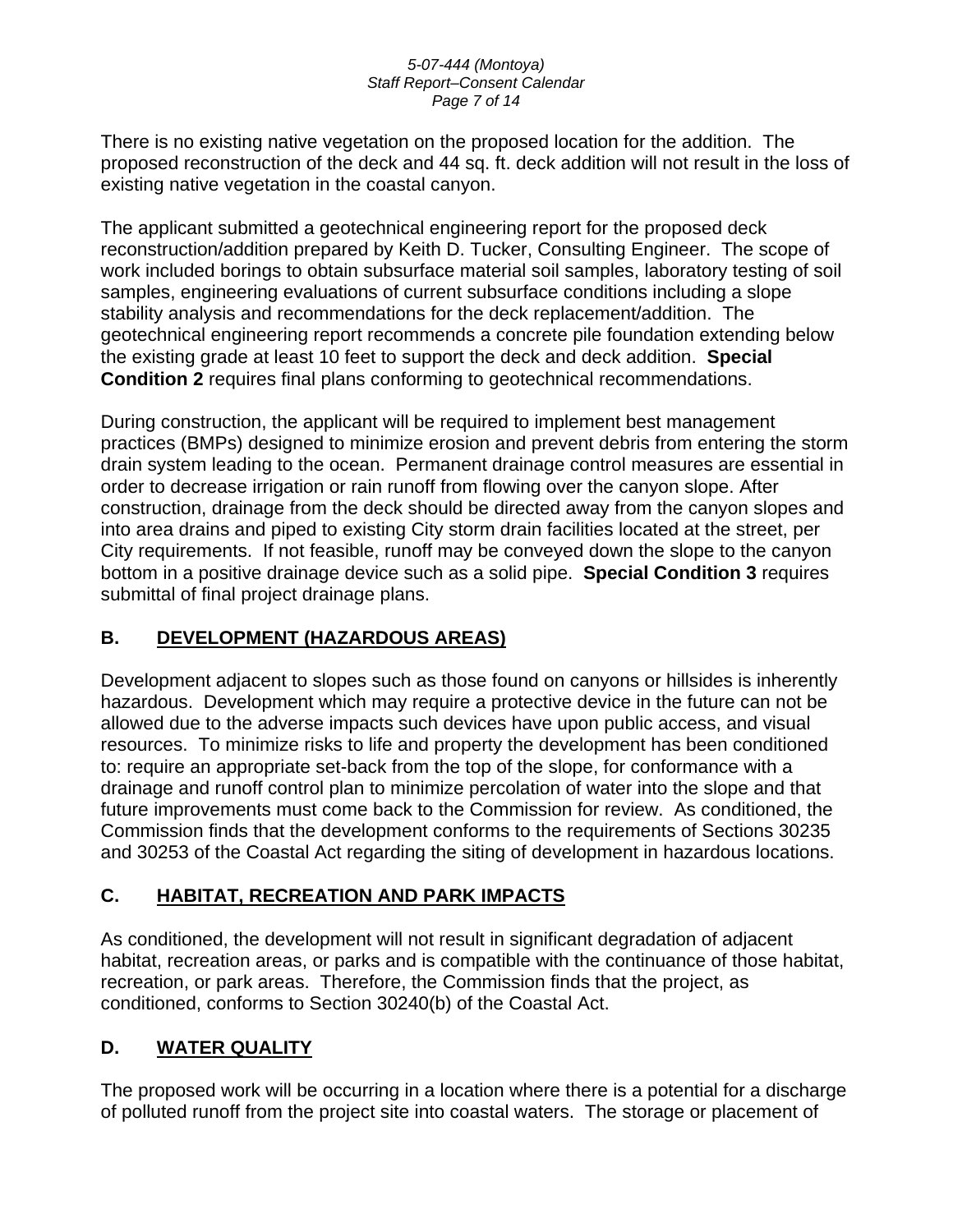There is no existing native vegetation on the proposed location for the addition. The proposed reconstruction of the deck and 44 sq. ft. deck addition will not result in the loss of existing native vegetation in the coastal canyon.

The applicant submitted a geotechnical engineering report for the proposed deck reconstruction/addition prepared by Keith D. Tucker, Consulting Engineer. The scope of work included borings to obtain subsurface material soil samples, laboratory testing of soil samples, engineering evaluations of current subsurface conditions including a slope stability analysis and recommendations for the deck replacement/addition. The geotechnical engineering report recommends a concrete pile foundation extending below the existing grade at least 10 feet to support the deck and deck addition. **Special Condition 2** requires final plans conforming to geotechnical recommendations.

During construction, the applicant will be required to implement best management practices (BMPs) designed to minimize erosion and prevent debris from entering the storm drain system leading to the ocean. Permanent drainage control measures are essential in order to decrease irrigation or rain runoff from flowing over the canyon slope. After construction, drainage from the deck should be directed away from the canyon slopes and into area drains and piped to existing City storm drain facilities located at the street, per City requirements. If not feasible, runoff may be conveyed down the slope to the canyon bottom in a positive drainage device such as a solid pipe. **Special Condition 3** requires submittal of final project drainage plans.

## B. DEVELOPMENT (HAZARDOUS AREAS)

Development adjacent to slopes such as those found on canyons or hillsides is inherently hazardous. Development which may require a protective device in the future can not be allowed due to the adverse impacts such devices have upon public access, and visual resources. To minimize risks to life and property the development has been conditioned to: require an appropriate set-back from the top of the slope, for conformance with a drainage and runoff control plan to minimize percolation of water into the slope and that future improvements must come back to the Commission for review. As conditioned, the Commission finds that the development conforms to the requirements of Sections 30235 and 30253 of the Coastal Act regarding the siting of development in hazardous locations.

## C. HABITAT, RECREATION AND PARK IMPACTS

As conditioned, the development will not result in significant degradation of adjacent habitat, recreation areas, or parks and is compatible with the continuance of those habitat, recreation, or park areas. Therefore, the Commission finds that the project, as conditioned, conforms to Section 30240(b) of the Coastal Act.

## D. WATER QUALITY

The proposed work will be occurring in a location where there is a potential for a discharge of polluted runoff from the project site into coastal waters. The storage or placement of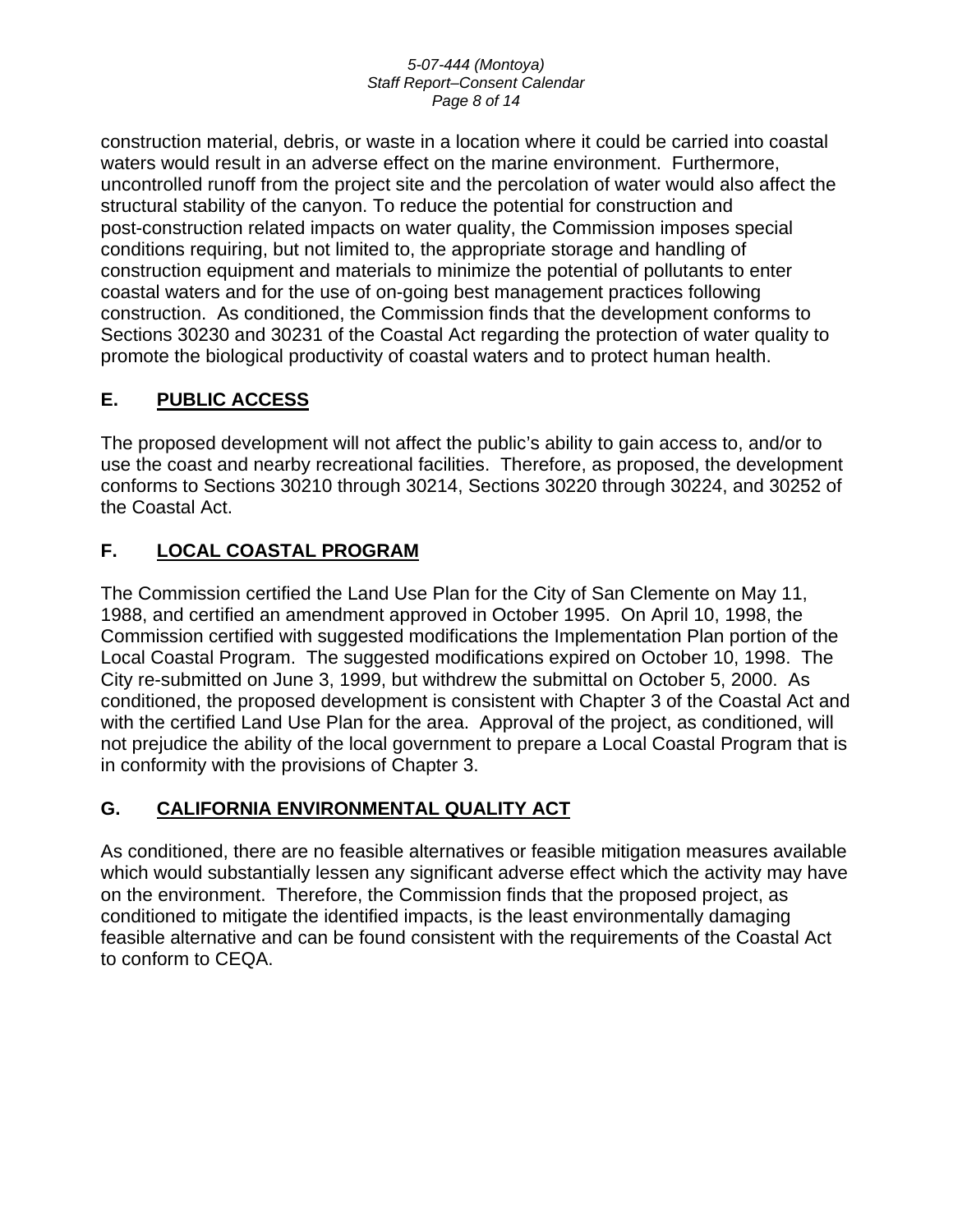construction material, debris, or waste in a location where it could be carried into coastal waters would result in an adverse effect on the marine environment. Furthermore, uncontrolled runoff from the project site and the percolation of water would also affect the structural stability of the canyon. To reduce the potential for construction and post-construction related impacts on water quality, the Commission imposes special conditions requiring, but not limited to, the appropriate storage and handling of construction equipment and materials to minimize the potential of pollutants to enter coastal waters and for the use of on-going best management practices following construction. As conditioned, the Commission finds that the development conforms to Sections 30230 and 30231 of the Coastal Act regarding the protection of water quality to promote the biological productivity of coastal waters and to protect human health.

## E. PUBLIC ACCESS

The proposed development will not affect the public's ability to gain access to, and/or to use the coast and nearby recreational facilities. Therefore, as proposed, the development conforms to Sections 30210 through 30214, Sections 30220 through 30224, and 30252 of the Coastal Act.

## F. LOCAL COASTAL PROGRAM

The Commission certified the Land Use Plan for the City of San Clemente on May 11, 1988, and certified an amendment approved in October 1995. On April 10, 1998, the Commission certified with suggested modifications the Implementation Plan portion of the Local Coastal Program. The suggested modifications expired on October 10, 1998. The City re-submitted on June 3, 1999, but withdrew the submittal on October 5, 2000. As conditioned, the proposed development is consistent with Chapter 3 of the Coastal Act and with the certified Land Use Plan for the area. Approval of the project, as conditioned, will not prejudice the ability of the local government to prepare a Local Coastal Program that is in conformity with the provisions of Chapter 3.

## G. CALIFORNIA ENVIRONMENTAL QUALITY ACT

As conditioned, there are no feasible alternatives or feasible mitigation measures available which would substantially lessen any significant adverse effect which the activity may have on the environment. Therefore, the Commission finds that the proposed project, as conditioned to mitigate the identified impacts, is the least environmentally damaging feasible alternative and can be found consistent with the requirements of the Coastal Act to conform to CEQA.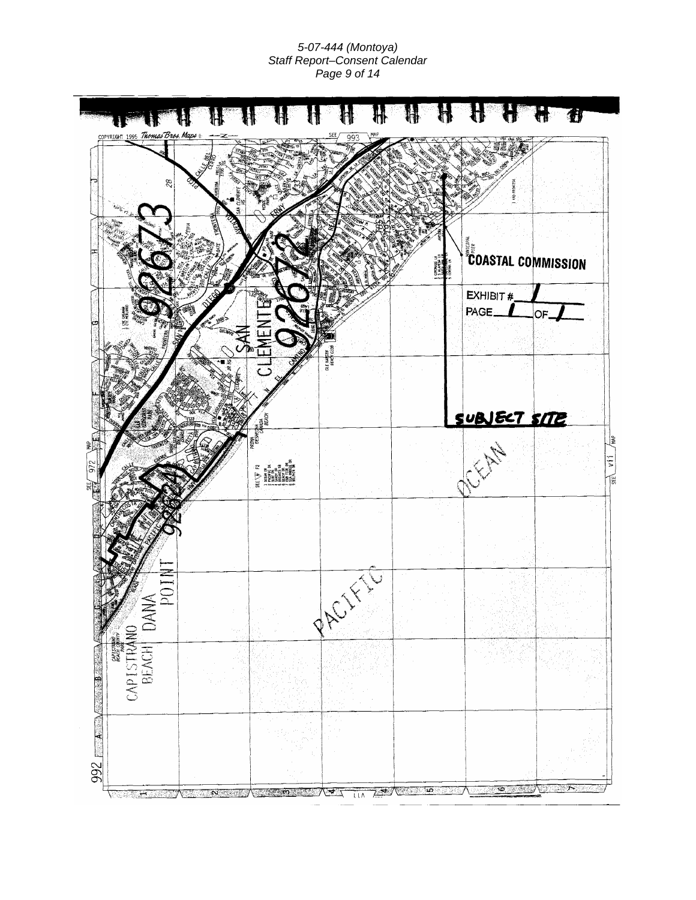COPYRIGHT 1995 Thomas Bros. Maps

COASTAL COMMISSION

EXHIBIT # 1

PAGE 1 OF 1

SUBJECT SITE

92673

92672

92624

SAN CLEMENTE

PACIFIC

OCEAN

CAPISTRANO BEACH

DANA POINT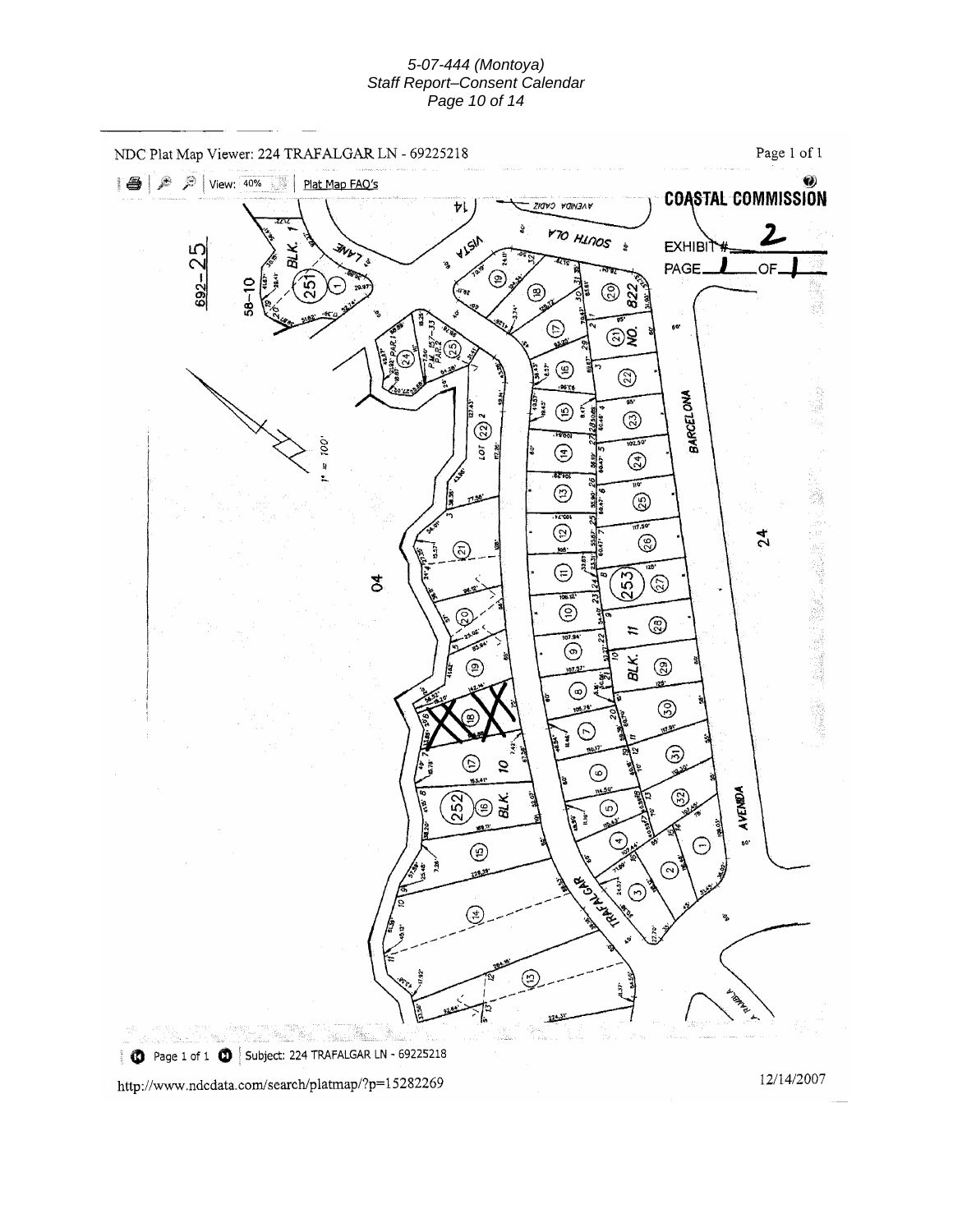NDC Plat Map Viewer: 224 TRAFALGAR LN - 69225218

Page 1 of 1

View: 40% | Plat Map FAQ's

**COASTAL COMMISSION**

EXHIBIT # 2

PAGE 1 OF 1

692-25

58-10

AVENIDA CADIZ

VISTA DEL SOL

VISTA LANE

BLK. 1

PAR. 1 PAR. 2

822 NO.

BARCELONA

1" = 100'

04

24

253

BLK. 11

252

BLK. 10

TRAFALGAR

AVENIDA

RAMBLA

Page 1 of 1 | Subject: 224 TRAFALGAR LN - 69225218

http://www.ndcdata.com/search/platmap/?p=15282269

12/14/2007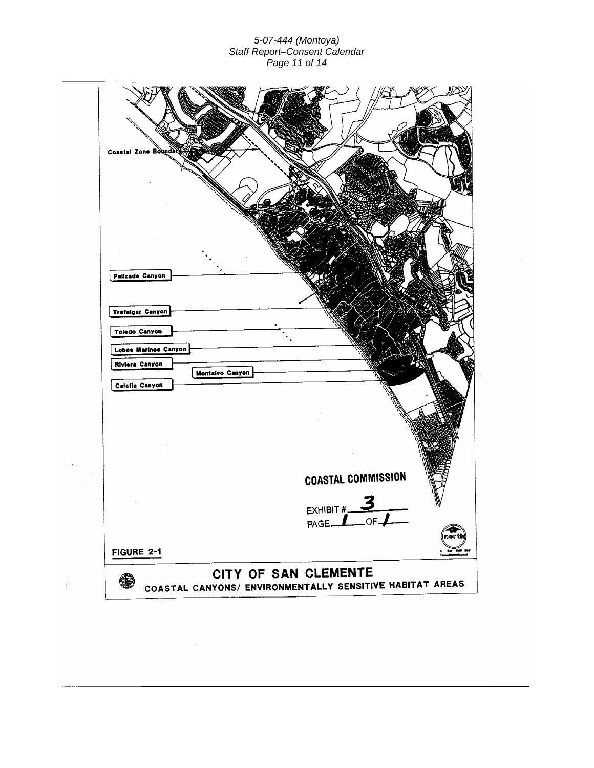Coastal Zone Boundary

Palizada Canyon

Trafalgar Canyon

Toledo Canyon

Lobos Marinos Canyon

Riviera Canyon

Montalvo Canyon

Calafia Canyon

COASTAL COMMISSION

EXHIBIT # 3

PAGE 1 OF 1

north

FIGURE 2-1

CITY OF SAN CLEMENTE

COASTAL CANYONS/ ENVIRONMENTALLY SENSITIVE HABITAT AREAS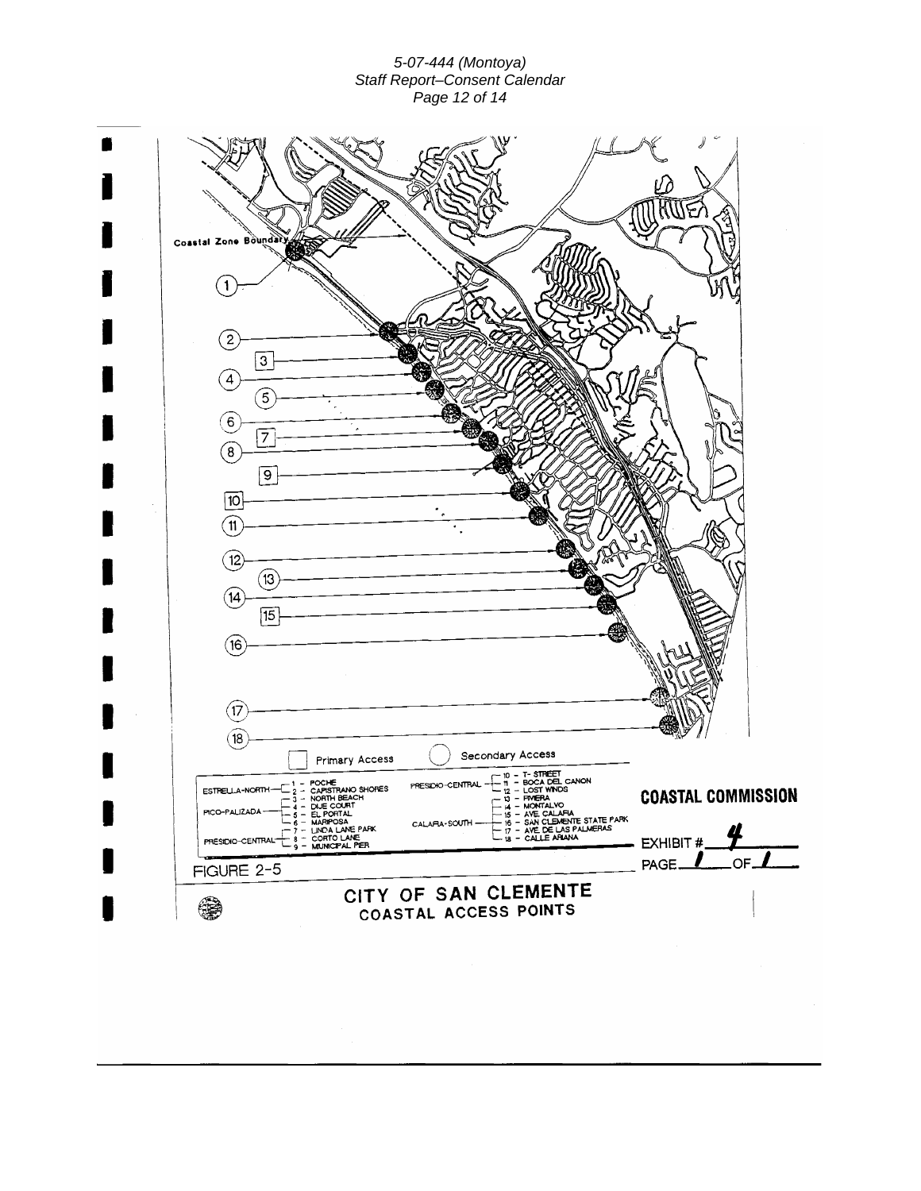Coastal Zone Boundary

1

2

3

4

5

6

7

8

9

10

11

12

13

14

15

16

17

18

Primary Access

Secondary Access

ESTRELLA-NORTH — 1 - POCHE, 2 - CAPISTRANO SHORES

3 - NORTH BEACH

PICO-PALIZADA — 4 - DUE COURT, 5 - EL PORTAL, 6 - MARIPOSA

7 - LINDA LANE PARK

PRESIDIO-CENTRAL — 8 - CORTO LANE, 9 - MUNICIPAL PIER

10 - T- STREET

PRESIDIO-CENTRAL — 11 - BOCA DEL CANON, 12 - LOST WINDS

13 - RIVIERA

14 - MONTALVO

CALAFIA-SOUTH — 15 - AVE. CALAFIA, 16 - SAN CLEMENTE STATE PARK, 17 - AVE. DE LAS PALMERAS, 18 - CALLE ARIANA

COASTAL COMMISSION

EXHIBIT # 4

PAGE 1 OF 1

FIGURE 2-5

CITY OF SAN CLEMENTE
COASTAL ACCESS POINTS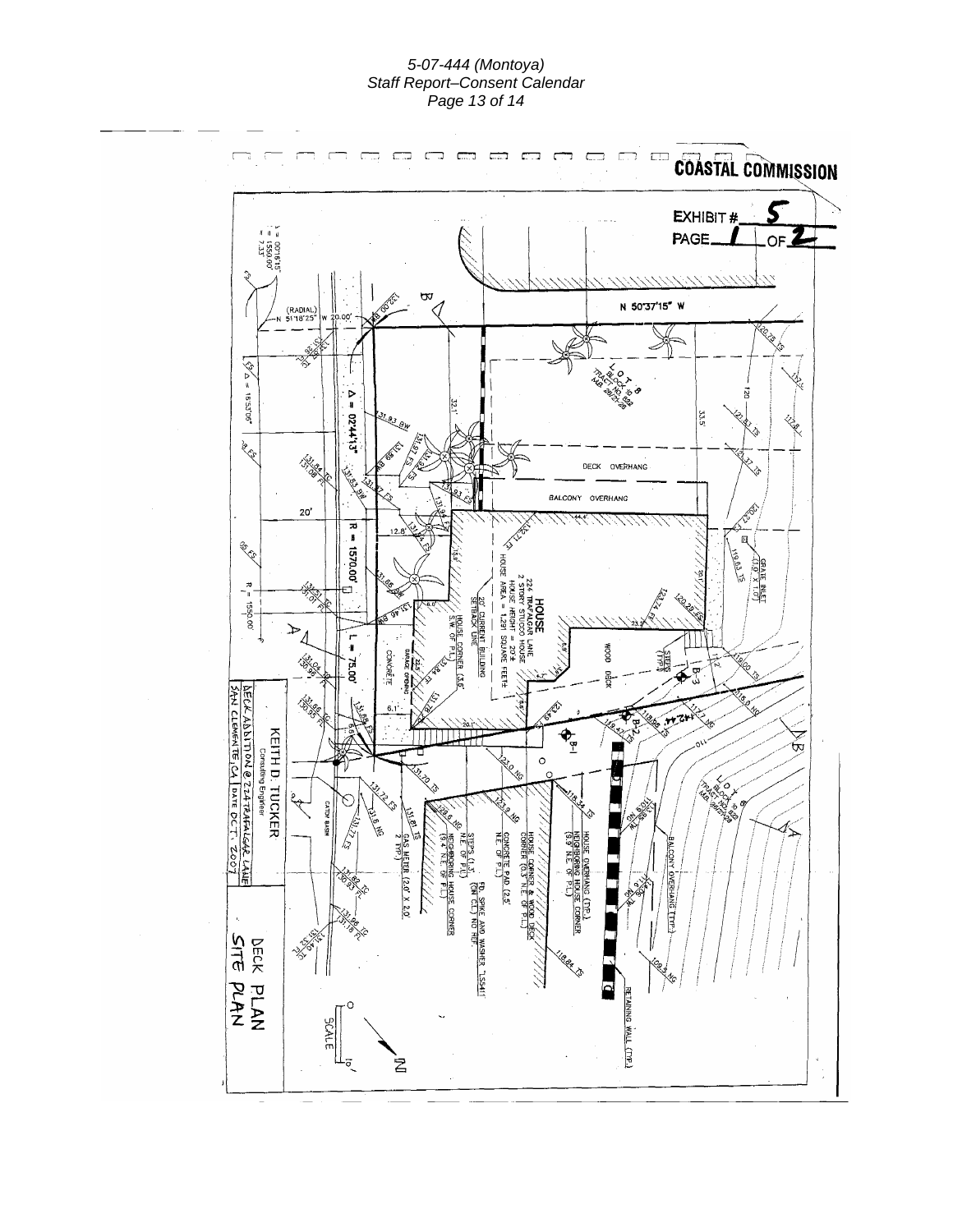COASTAL COMMISSION

EXHIBIT # 5

PAGE 1 OF 2

N 50°37'15" W

HOUSE
224 TRAFALGAR LANE
2 STORY STUCCO HOUSE
HOUSE HEIGHT = 20'±
HOUSE AREA = 1,291 SQUARE FEET±

20' CURRENT BUILDING SETBACK LINE

DECK OVERHANG

BALCONY OVERHANG

WOOD DECK

GRATE INLET (1.0' X 1.0')

RETAINING WALL (TYP.)

BALCONY OVERHANG (TYP.)

HOUSE OVERHANG (TYP.)

NEIGHBORING HOUSE CORNER (9.9' N.E. OF P.L.)

HOUSE CORNER & WOOD DECK CORNER (0.3' N.E. OF P.L.)

CONCRETE PAD (2.5' N.E. OF P.L.)

FD. SPIKE AND WASHER "LS4411" (ON C.L.) NO REF.

STEPS (1.1' N.E. OF P.L.)

NEIGHBORING HOUSE CORNER (9.4' N.E. OF P.L.)

GAS METER (2.0' X 2.0' TYP.)

CATCH BASIN

LOT 8 TRACT NO. 822 M.B. 26/21-28

LOT 6 TRACT NO. 822 M.B. 26/21-28

R = 1570.00'

L = 75.00'

Δ = 02°44'13"

R = 1550.00'

(RADIAL) N 51°18'25" W 20.00'

KEITH D. TUCKER
Consulting Engineer

DECK ADDITION @ 224 TRAFALGAR LANE SAN CLEMENTE, CA | DATE OCT. 2007

DECK PLAN
SITE PLAN

SCALE 0 10'

N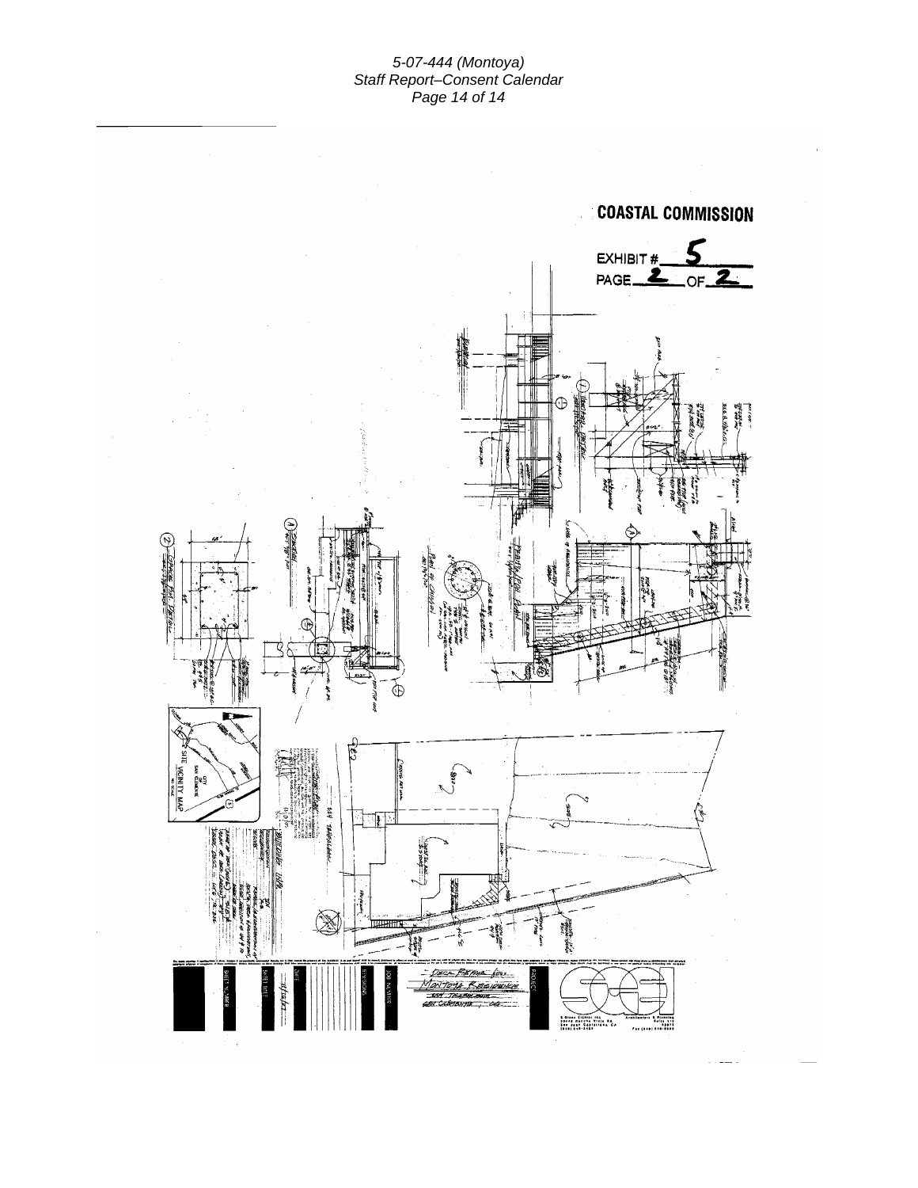**COASTAL COMMISSION**

EXHIBIT # 5

PAGE 2 OF 2

SITE VICINITY MAP

CITY OF SAN CLEMENTE

DECK REPAIR FOR:
MONTOYA RESIDENCE
584 TRAFALGAR
SAN CLEMENTE, CA

PROJECT

JOB NUMBER

REVISIONS

DATE

SHEET TITLE

SHEET NUMBER